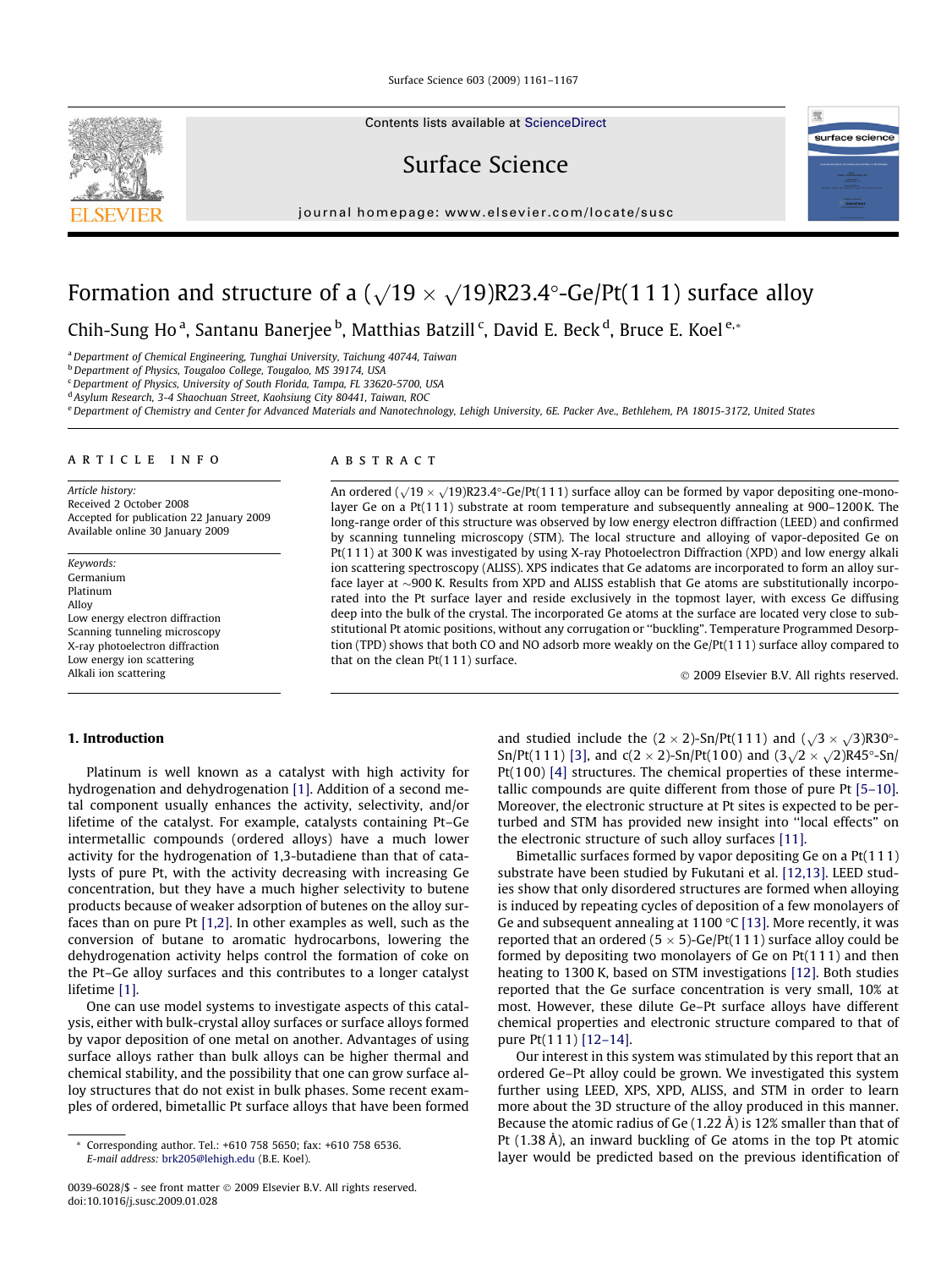# Formation and structure of a $(\sqrt{19} \times \sqrt{19})R23.4°$-Ge/Pt(1 1 1) surface alloy

Chih-Sung Ho [a], Santanu Banerjee [b], Matthias Batzill [c], David E. Beck [d], Bruce E. Koel [e,*]

[a] Department of Chemical Engineering, Tunghai University, Taichung 40744, Taiwan
[b] Department of Physics, Tougaloo College, Tougaloo, MS 39174, USA
[c] Department of Physics, University of South Florida, Tampa, FL 33620-5700, USA
[d] Asylum Research, 3-4 Shaochuan Street, Kaohsiung City 80441, Taiwan, ROC
[e] Department of Chemistry and Center for Advanced Materials and Nanotechnology, Lehigh University, 6E. Packer Ave., Bethlehem, PA 18015-3172, United States

## ARTICLE INFO

*Article history:*
Received 2 October 2008
Accepted for publication 22 January 2009
Available online 30 January 2009

*Keywords:*
Germanium
Platinum
Alloy
Low energy electron diffraction
Scanning tunneling microscopy
X-ray photoelectron diffraction
Low energy ion scattering
Alkali ion scattering

## ABSTRACT

An ordered $(\sqrt{19} \times \sqrt{19})R23.4°$-Ge/Pt(1 1 1) surface alloy can be formed by vapor depositing one-monolayer Ge on a Pt(1 1 1) substrate at room temperature and subsequently annealing at 900–1200 K. The long-range order of this structure was observed by low energy electron diffraction (LEED) and confirmed by scanning tunneling microscopy (STM). The local structure and alloying of vapor-deposited Ge on Pt(1 1 1) at 300 K was investigated by using X-ray Photoelectron Diffraction (XPD) and low energy alkali ion scattering spectroscopy (ALISS). XPS indicates that Ge adatoms are incorporated to form an alloy surface layer at ~900 K. Results from XPD and ALISS establish that Ge atoms are substitutionally incorporated into the Pt surface layer and reside exclusively in the topmost layer, with excess Ge diffusing deep into the bulk of the crystal. The incorporated Ge atoms at the surface are located very close to substitutional Pt atomic positions, without any corrugation or "buckling". Temperature Programmed Desorption (TPD) shows that both CO and NO adsorb more weakly on the Ge/Pt(1 1 1) surface alloy compared to that on the clean Pt(1 1 1) surface.

© 2009 Elsevier B.V. All rights reserved.

## 1. Introduction

Platinum is well known as a catalyst with high activity for hydrogenation and dehydrogenation [1]. Addition of a second metal component usually enhances the activity, selectivity, and/or lifetime of the catalyst. For example, catalysts containing Pt–Ge intermetallic compounds (ordered alloys) have a much lower activity for the hydrogenation of 1,3-butadiene than that of catalysts of pure Pt, with the activity decreasing with increasing Ge concentration, but they have a much higher selectivity to butene products because of weaker adsorption of butenes on the alloy surfaces than on pure Pt [1,2]. In other examples as well, such as the conversion of butane to aromatic hydrocarbons, lowering the dehydrogenation activity helps control the formation of coke on the Pt–Ge alloy surfaces and this contributes to a longer catalyst lifetime [1].

One can use model systems to investigate aspects of this catalysis, either with bulk-crystal alloy surfaces or surface alloys formed by vapor deposition of one metal on another. Advantages of using surface alloys rather than bulk alloys can be higher thermal and chemical stability, and the possibility that one can grow surface alloy structures that do not exist in bulk phases. Some recent examples of ordered, bimetallic Pt surface alloys that have been formed and studied include the $(2 \times 2)$-Sn/Pt(1 1 1) and $(\sqrt{3} \times \sqrt{3})R30°$-Sn/Pt(1 1 1) [3], and $c(2 \times 2)$-Sn/Pt(1 0 0) and $(3\sqrt{2} \times \sqrt{2})R45°$-Sn/Pt(1 0 0) [4] structures. The chemical properties of these intermetallic compounds are quite different from those of pure Pt [5–10]. Moreover, the electronic structure at Pt sites is expected to be perturbed and STM has provided new insight into "local effects" on the electronic structure of such alloy surfaces [11].

Bimetallic surfaces formed by vapor depositing Ge on a Pt(1 1 1) substrate have been studied by Fukutani et al. [12,13]. LEED studies show that only disordered structures are formed when alloying is induced by repeating cycles of deposition of a few monolayers of Ge and subsequent annealing at 1100 °C [13]. More recently, it was reported that an ordered $(5 \times 5)$-Ge/Pt(1 1 1) surface alloy could be formed by depositing two monolayers of Ge on Pt(1 1 1) and then heating to 1300 K, based on STM investigations [12]. Both studies reported that the Ge surface concentration is very small, 10% at most. However, these dilute Ge–Pt surface alloys have different chemical properties and electronic structure compared to that of pure Pt(1 1 1) [12–14].

Our interest in this system was stimulated by this report that an ordered Ge–Pt alloy could be grown. We investigated this system further using LEED, XPS, XPD, ALISS, and STM in order to learn more about the 3D structure of the alloy produced in this manner. Because the atomic radius of Ge (1.22 Å) is 12% smaller than that of Pt (1.38 Å), an inward buckling of Ge atoms in the top Pt atomic layer would be predicted based on the previous identification of

---

* Corresponding author. Tel.: +610 758 5650; fax: +610 758 6536.
E-mail address: brk205@lehigh.edu (B.E. Koel).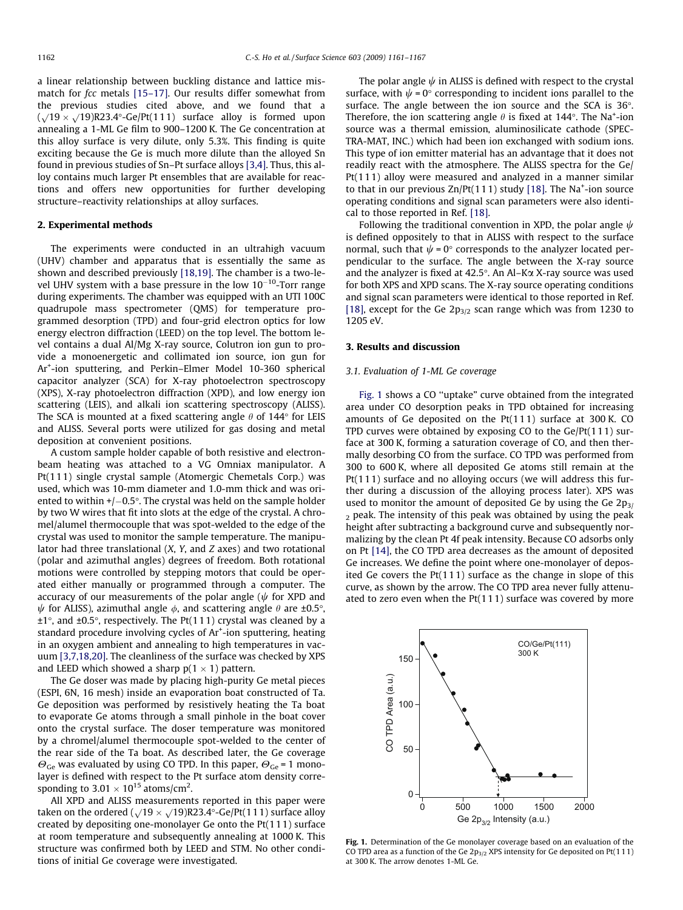a linear relationship between buckling distance and lattice mismatch for *fcc* metals [15–17]. Our results differ somewhat from the previous studies cited above, and we found that a $(\sqrt{19} \times \sqrt{19})R23.4°$-Ge/Pt(111) surface alloy is formed upon annealing a 1-ML Ge film to 900–1200 K. The Ge concentration at this alloy surface is very dilute, only 5.3%. This finding is quite exciting because the Ge is much more dilute than the alloyed Sn found in previous studies of Sn–Pt surface alloys [3,4]. Thus, this alloy contains much larger Pt ensembles that are available for reactions and offers new opportunities for further developing structure–reactivity relationships at alloy surfaces.

## 2. Experimental methods

The experiments were conducted in an ultrahigh vacuum (UHV) chamber and apparatus that is essentially the same as shown and described previously [18,19]. The chamber is a two-level UHV system with a base pressure in the low $10^{-10}$-Torr range during experiments. The chamber was equipped with an UTI 100C quadrupole mass spectrometer (QMS) for temperature programmed desorption (TPD) and four-grid electron optics for low energy electron diffraction (LEED) on the top level. The bottom level contains a dual Al/Mg X-ray source, Colutron ion gun to provide a monoenergetic and collimated ion source, ion gun for $Ar^+$-ion sputtering, and Perkin–Elmer Model 10-360 spherical capacitor analyzer (SCA) for X-ray photoelectron spectroscopy (XPS), X-ray photoelectron diffraction (XPD), and low energy ion scattering (LEIS), and alkali ion scattering spectroscopy (ALISS). The SCA is mounted at a fixed scattering angle $\theta$ of 144° for LEIS and ALISS. Several ports were utilized for gas dosing and metal deposition at convenient positions.

A custom sample holder capable of both resistive and electron-beam heating was attached to a VG Omniax manipulator. A Pt(111) single crystal sample (Atomergic Chemetals Corp.) was used, which was 10-mm diameter and 1.0-mm thick and was oriented to within +/−0.5°. The crystal was held on the sample holder by two W wires that fit into slots at the edge of the crystal. A chromel/alumel thermocouple that was spot-welded to the edge of the crystal was used to monitor the sample temperature. The manipulator had three translational (*X*, *Y*, and *Z* axes) and two rotational (polar and azimuthal angles) degrees of freedom. Both rotational motions were controlled by stepping motors that could be operated either manually or programmed through a computer. The accuracy of our measurements of the polar angle ($\psi$ for XPD and $\psi$ for ALISS), azimuthal angle $\phi$, and scattering angle $\theta$ are ±0.5°, ±1°, and ±0.5°, respectively. The Pt(111) crystal was cleaned by a standard procedure involving cycles of $Ar^+$-ion sputtering, heating in an oxygen ambient and annealing to high temperatures in vacuum [3,7,18,20]. The cleanliness of the surface was checked by XPS and LEED which showed a sharp p(1 × 1) pattern.

The Ge doser was made by placing high-purity Ge metal pieces (ESPI, 6N, 16 mesh) inside an evaporation boat constructed of Ta. Ge deposition was performed by resistively heating the Ta boat to evaporate Ge atoms through a small pinhole in the boat cover onto the crystal surface. The doser temperature was monitored by a chromel/alumel thermocouple spot-welded to the center of the rear side of the Ta boat. As described later, the Ge coverage $\Theta_{Ge}$ was evaluated by using CO TPD. In this paper, $\Theta_{Ge}$ = 1 monolayer is defined with respect to the Pt surface atom density corresponding to $3.01 \times 10^{15}$ atoms/cm$^2$.

All XPD and ALISS measurements reported in this paper were taken on the ordered $(\sqrt{19} \times \sqrt{19})R23.4°$-Ge/Pt(111) surface alloy created by depositing one-monolayer Ge onto the Pt(111) surface at room temperature and subsequently annealing at 1000 K. This structure was confirmed both by LEED and STM. No other conditions of initial Ge coverage were investigated.

The polar angle $\psi$ in ALISS is defined with respect to the crystal surface, with $\psi$ = 0° corresponding to incident ions parallel to the surface. The angle between the ion source and the SCA is 36°. Therefore, the ion scattering angle $\theta$ is fixed at 144°. The $Na^+$-ion source was a thermal emission, aluminosilicate cathode (SPECTRA-MAT, INC.) which had been ion exchanged with sodium ions. This type of ion emitter material has an advantage that it does not readily react with the atmosphere. The ALISS spectra for the Ge/Pt(111) alloy were measured and analyzed in a manner similar to that in our previous Zn/Pt(111) study [18]. The $Na^+$-ion source operating conditions and signal scan parameters were also identical to those reported in Ref. [18].

Following the traditional convention in XPD, the polar angle $\psi$ is defined oppositely to that in ALISS with respect to the surface normal, such that $\psi$ = 0° corresponds to the analyzer located perpendicular to the surface. The angle between the X-ray source and the analyzer is fixed at 42.5°. An Al–Kα X-ray source was used for both XPS and XPD scans. The X-ray source operating conditions and signal scan parameters were identical to those reported in Ref. [18], except for the Ge $2p_{3/2}$ scan range which was from 1230 to 1205 eV.

## 3. Results and discussion

### 3.1. Evaluation of 1-ML Ge coverage

Fig. 1 shows a CO "uptake" curve obtained from the integrated area under CO desorption peaks in TPD obtained for increasing amounts of Ge deposited on the Pt(111) surface at 300 K. CO TPD curves were obtained by exposing CO to the Ge/Pt(111) surface at 300 K, forming a saturation coverage of CO, and then thermally desorbing CO from the surface. CO TPD was performed from 300 to 600 K, where all deposited Ge atoms still remain at the Pt(111) surface and no alloying occurs (we will address this further during a discussion of the alloying process later). XPS was used to monitor the amount of deposited Ge by using the Ge $2p_{3/2}$ peak. The intensity of this peak was obtained by using the peak height after subtracting a background curve and subsequently normalizing by the clean Pt 4f peak intensity. Because CO adsorbs only on Pt [14], the CO TPD area decreases as the amount of deposited Ge increases. We define the point where one-monolayer of deposited Ge covers the Pt(111) surface as the change in slope of this curve, as shown by the arrow. The CO TPD area never fully attenuated to zero even when the Pt(111) surface was covered by more

Fig. 1. Determination of the Ge monolayer coverage based on an evaluation of the CO TPD area as a function of the Ge $2p_{3/2}$ XPS intensity for Ge deposited on Pt(111) at 300 K. The arrow denotes 1-ML Ge.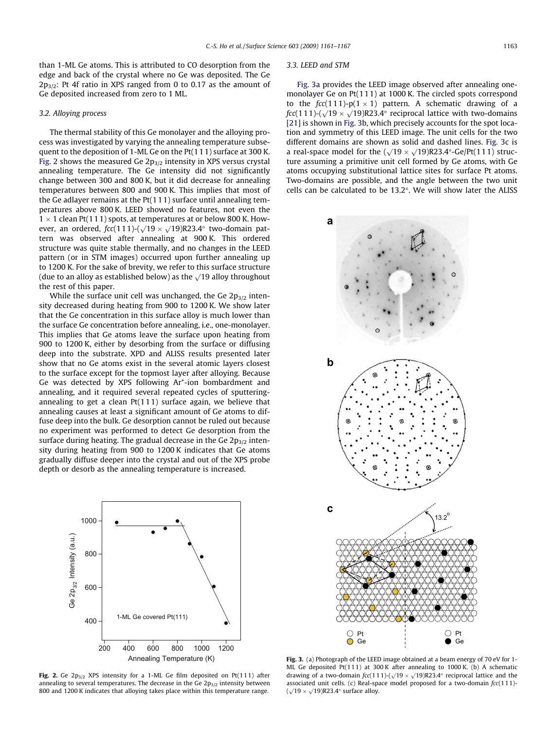than 1-ML Ge atoms. This is attributed to CO desorption from the edge and back of the crystal where no Ge was deposited. The Ge $2p_{3/2}$: Pt 4f ratio in XPS ranged from 0 to 0.17 as the amount of Ge deposited increased from zero to 1 ML.

### 3.2. Alloying process

The thermal stability of this Ge monolayer and the alloying process was investigated by varying the annealing temperature subsequent to the deposition of 1-ML Ge on the Pt(111) surface at 300 K. Fig. 2 shows the measured Ge $2p_{3/2}$ intensity in XPS versus crystal annealing temperature. The Ge intensity did not significantly change between 300 and 800 K, but it did decrease for annealing temperatures between 800 and 900 K. This implies that most of the Ge adlayer remains at the Pt(111) surface until annealing temperatures above 800 K. LEED showed no features, not even the $1 \times 1$ clean Pt(111) spots, at temperatures at or below 800 K. However, an ordered, *fcc*(111)-($\sqrt{19} \times \sqrt{19}$)R23.4° two-domain pattern was observed after annealing at 900 K. This ordered structure was quite stable thermally, and no changes in the LEED pattern (or in STM images) occurred upon further annealing up to 1200 K. For the sake of brevity, we refer to this surface structure (due to an alloy as established below) as the $\sqrt{19}$ alloy throughout the rest of this paper.

While the surface unit cell was unchanged, the Ge $2p_{3/2}$ intensity decreased during heating from 900 to 1200 K. We show later that the Ge concentration in this surface alloy is much lower than the surface Ge concentration before annealing, i.e., one-monolayer. This implies that Ge atoms leave the surface upon heating from 900 to 1200 K, either by desorbing from the surface or diffusing deep into the substrate. XPD and ALISS results presented later show that no Ge atoms exist in the several atomic layers closest to the surface except for the topmost layer after alloying. Because Ge was detected by XPS following $Ar^+$-ion bombardment and annealing, and it required several repeated cycles of sputtering-annealing to get a clean Pt(111) surface again, we believe that annealing causes at least a significant amount of Ge atoms to diffuse deep into the bulk. Ge desorption cannot be ruled out because no experiment was performed to detect Ge desorption from the surface during heating. The gradual decrease in the Ge $2p_{3/2}$ intensity during heating from 900 to 1200 K indicates that Ge atoms gradually diffuse deeper into the crystal and out of the XPS probe depth or desorb as the annealing temperature is increased.

**Fig. 2.** Ge $2p_{3/2}$ XPS intensity for a 1-ML Ge film deposited on Pt(111) after annealing to several temperatures. The decrease in the Ge $2p_{3/2}$ intensity between 800 and 1200 K indicates that alloying takes place within this temperature range.

### 3.3. LEED and STM

Fig. 3a provides the LEED image observed after annealing one-monolayer Ge on Pt(111) at 1000 K. The circled spots correspond to the *fcc*(111)-p($1 \times 1$) pattern. A schematic drawing of a *fcc*(111)-($\sqrt{19} \times \sqrt{19}$)R23.4° reciprocal lattice with two-domains [21] is shown in Fig. 3b, which precisely accounts for the spot location and symmetry of this LEED image. The unit cells for the two different domains are shown as solid and dashed lines. Fig. 3c is a real-space model for the ($\sqrt{19} \times \sqrt{19}$)R23.4°-Ge/Pt(111) structure assuming a primitive unit cell formed by Ge atoms, with Ge atoms occupying substitutional lattice sites for surface Pt atoms. Two-domains are possible, and the angle between the two unit cells can be calculated to be 13.2°. We will show later the ALISS

**Fig. 3.** (a) Photograph of the LEED image obtained at a beam energy of 70 eV for 1-ML Ge deposited Pt(111) at 300 K after annealing to 1000 K. (b) A schematic drawing of a two-domain *fcc*(111)-($\sqrt{19} \times \sqrt{19}$)R23.4° reciprocal lattice and the associated unit cells. (c) Real-space model proposed for a two-domain *fcc*(111)-($\sqrt{19} \times \sqrt{19}$)R23.4° surface alloy.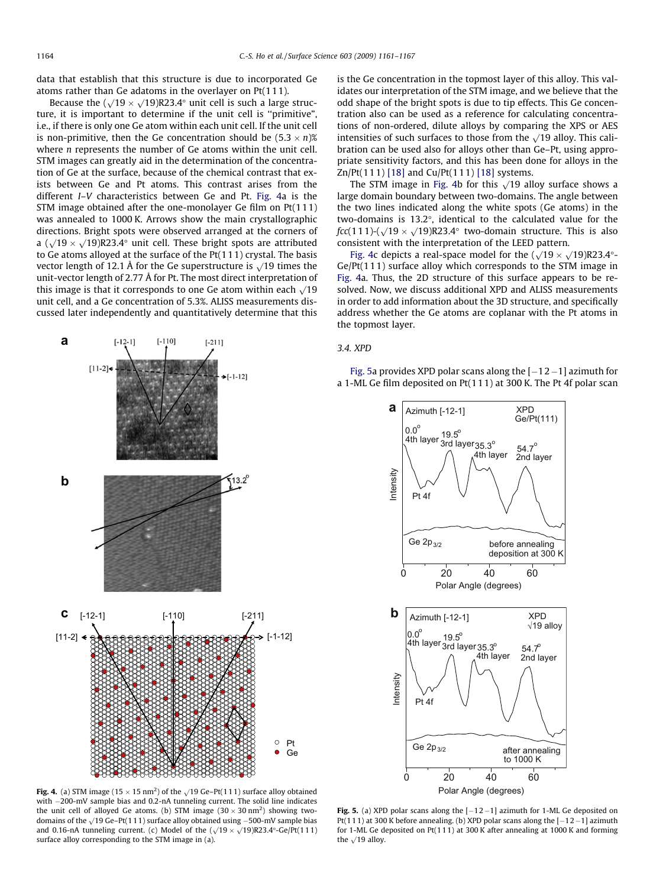data that establish that this structure is due to incorporated Ge atoms rather than Ge adatoms in the overlayer on Pt(111).

Because the $(\sqrt{19}\times\sqrt{19})R23.4^\circ$ unit cell is such a large structure, it is important to determine if the unit cell is "primitive", i.e., if there is only one Ge atom within each unit cell. If the unit cell is non-primitive, then the Ge concentration should be $(5.3\times n)\%$ where $n$ represents the number of Ge atoms within the unit cell. STM images can greatly aid in the determination of the concentration of Ge at the surface, because of the chemical contrast that exists between Ge and Pt atoms. This contrast arises from the different $I$–$V$ characteristics between Ge and Pt. Fig. 4a is the STM image obtained after the one-monolayer Ge film on Pt(111) was annealed to 1000 K. Arrows show the main crystallographic directions. Bright spots were observed arranged at the corners of a $(\sqrt{19}\times\sqrt{19})R23.4^\circ$ unit cell. These bright spots are attributed to Ge atoms alloyed at the surface of the Pt(111) crystal. The basis vector length of 12.1 Å for the Ge superstructure is $\sqrt{19}$ times the unit-vector length of 2.77 Å for Pt. The most direct interpretation of this image is that it corresponds to one Ge atom within each $\sqrt{19}$ unit cell, and a Ge concentration of 5.3%. ALISS measurements discussed later independently and quantitatively determine that this is the Ge concentration in the topmost layer of this alloy. This validates our interpretation of the STM image, and we believe that the odd shape of the bright spots is due to tip effects. This Ge concentration also can be used as a reference for calculating concentrations of non-ordered, dilute alloys by comparing the XPS or AES intensities of such surfaces to those from the $\sqrt{19}$ alloy. This calibration can be used also for alloys other than Ge–Pt, using appropriate sensitivity factors, and this has been done for alloys in the Zn/Pt(111) [18] and Cu/Pt(111) [18] systems.

The STM image in Fig. 4b for this $\sqrt{19}$ alloy surface shows a large domain boundary between two-domains. The angle between the two lines indicated along the white spots (Ge atoms) in the two-domains is 13.2°, identical to the calculated value for the *fcc*(111)-$(\sqrt{19}\times\sqrt{19})R23.4^\circ$ two-domain structure. This is also consistent with the interpretation of the LEED pattern.

Fig. 4c depicts a real-space model for the $(\sqrt{19}\times\sqrt{19})R23.4^\circ$-Ge/Pt(111) surface alloy which corresponds to the STM image in Fig. 4a. Thus, the 2D structure of this surface appears to be resolved. Now, we discuss additional XPD and ALISS measurements in order to add information about the 3D structure, and specifically address whether the Ge atoms are coplanar with the Pt atoms in the topmost layer.

**Fig. 4.** (a) STM image (15 × 15 nm²) of the $\sqrt{19}$ Ge–Pt(111) surface alloy obtained with −200-mV sample bias and 0.2-nA tunneling current. The solid line indicates the unit cell of alloyed Ge atoms. (b) STM image (30 × 30 nm²) showing two-domains of the $\sqrt{19}$ Ge–Pt(111) surface alloy obtained using −500-mV sample bias and 0.16-nA tunneling current. (c) Model of the $(\sqrt{19}\times\sqrt{19})R23.4^\circ$-Ge/Pt(111) surface alloy corresponding to the STM image in (a).

### 3.4. XPD

Fig. 5a provides XPD polar scans along the [−1 2 −1] azimuth for a 1-ML Ge film deposited on Pt(111) at 300 K. The Pt 4f polar scan

**Fig. 5.** (a) XPD polar scans along the [−1 2 −1] azimuth for 1-ML Ge deposited on Pt(111) at 300 K before annealing. (b) XPD polar scans along the [−1 2 −1] azimuth for 1-ML Ge deposited on Pt(111) at 300 K after annealing at 1000 K and forming the $\sqrt{19}$ alloy.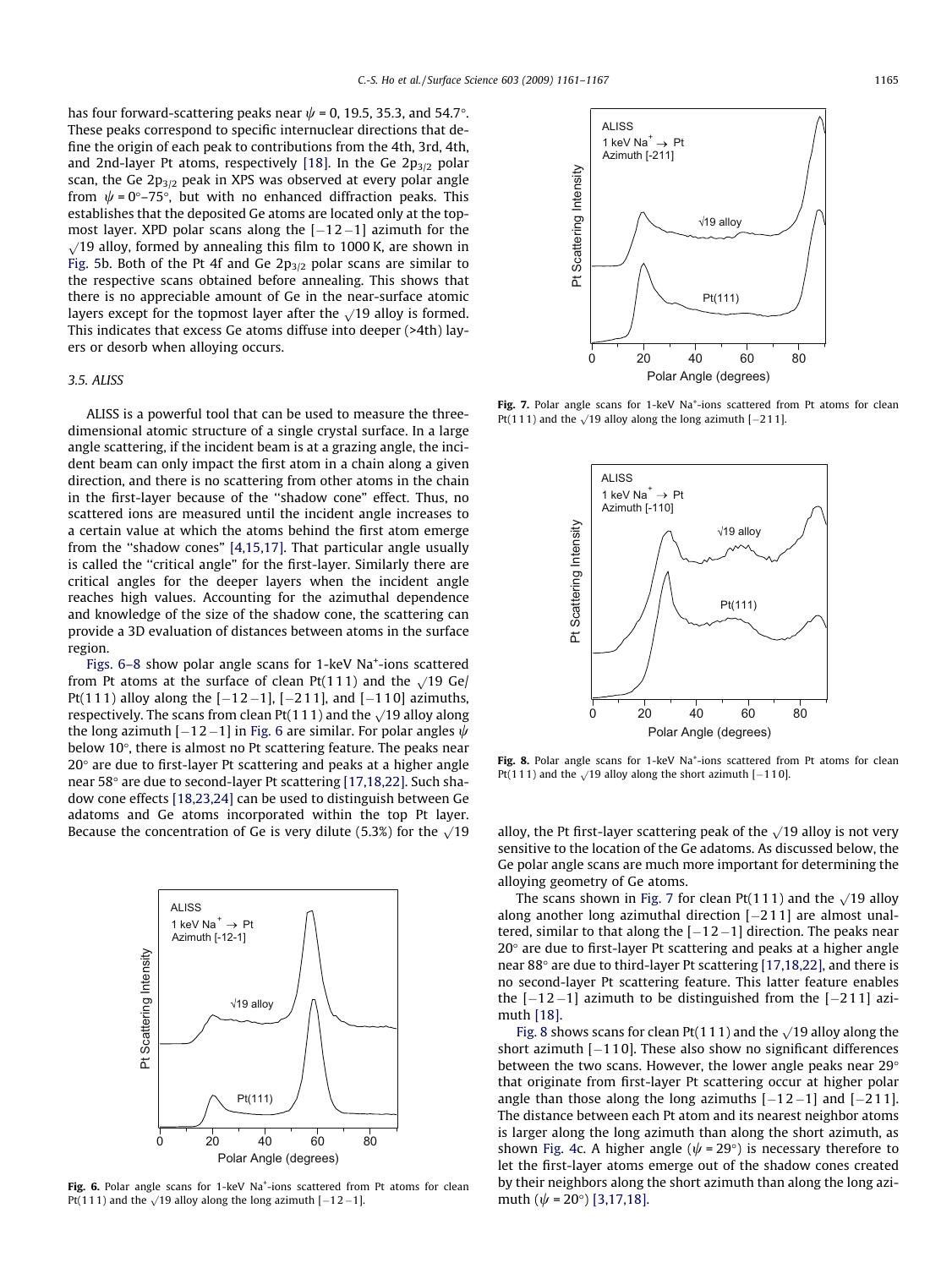has four forward-scattering peaks near $\psi$ = 0, 19.5, 35.3, and 54.7°. These peaks correspond to specific internuclear directions that define the origin of each peak to contributions from the 4th, 3rd, 4th, and 2nd-layer Pt atoms, respectively [18]. In the Ge $2p_{3/2}$ polar scan, the Ge $2p_{3/2}$ peak in XPS was observed at every polar angle from $\psi$ = 0°–75°, but with no enhanced diffraction peaks. This establishes that the deposited Ge atoms are located only at the topmost layer. XPD polar scans along the [−1 2 −1] azimuth for the $\sqrt{19}$ alloy, formed by annealing this film to 1000 K, are shown in Fig. 5b. Both of the Pt 4f and Ge $2p_{3/2}$ polar scans are similar to the respective scans obtained before annealing. This shows that there is no appreciable amount of Ge in the near-surface atomic layers except for the topmost layer after the $\sqrt{19}$ alloy is formed. This indicates that excess Ge atoms diffuse into deeper (>4th) layers or desorb when alloying occurs.

### 3.5. ALISS

ALISS is a powerful tool that can be used to measure the three-dimensional atomic structure of a single crystal surface. In a large angle scattering, if the incident beam is at a grazing angle, the incident beam can only impact the first atom in a chain along a given direction, and there is no scattering from other atoms in the chain in the first-layer because of the "shadow cone" effect. Thus, no scattered ions are measured until the incident angle increases to a certain value at which the atoms behind the first atom emerge from the "shadow cones" [4,15,17]. That particular angle usually is called the "critical angle" for the first-layer. Similarly there are critical angles for the deeper layers when the incident angle reaches high values. Accounting for the azimuthal dependence and knowledge of the size of the shadow cone, the scattering can provide a 3D evaluation of distances between atoms in the surface region.

Figs. 6–8 show polar angle scans for 1-keV $Na^+$-ions scattered from Pt atoms at the surface of clean Pt(1 1 1) and the $\sqrt{19}$ Ge/Pt(1 1 1) alloy along the [−1 2 −1], [−2 1 1], and [−1 1 0] azimuths, respectively. The scans from clean Pt(1 1 1) and the $\sqrt{19}$ alloy along the long azimuth [−1 2 −1] in Fig. 6 are similar. For polar angles $\psi$ below 10°, there is almost no Pt scattering feature. The peaks near 20° are due to first-layer Pt scattering and peaks at a higher angle near 58° are due to second-layer Pt scattering [17,18,22]. Such shadow cone effects [18,23,24] can be used to distinguish between Ge adatoms and Ge atoms incorporated within the top Pt layer. Because the concentration of Ge is very dilute (5.3%) for the $\sqrt{19}$ alloy, the Pt first-layer scattering peak of the $\sqrt{19}$ alloy is not very sensitive to the location of the Ge adatoms. As discussed below, the Ge polar angle scans are much more important for determining the alloying geometry of Ge atoms.

Fig. 6. Polar angle scans for 1-keV $Na^+$-ions scattered from Pt atoms for clean Pt(1 1 1) and the $\sqrt{19}$ alloy along the long azimuth [−1 2 −1].

The scans shown in Fig. 7 for clean Pt(1 1 1) and the $\sqrt{19}$ alloy along another long azimuthal direction [−2 1 1] are almost unaltered, similar to that along the [−1 2 −1] direction. The peaks near 20° are due to first-layer Pt scattering and peaks at a higher angle near 88° are due to third-layer Pt scattering [17,18,22], and there is no second-layer Pt scattering feature. This latter feature enables the [−1 2 −1] azimuth to be distinguished from the [−2 1 1] azimuth [18].

Fig. 7. Polar angle scans for 1-keV $Na^+$-ions scattered from Pt atoms for clean Pt(1 1 1) and the $\sqrt{19}$ alloy along the long azimuth [−2 1 1].

Fig. 8 shows scans for clean Pt(1 1 1) and the $\sqrt{19}$ alloy along the short azimuth [−1 1 0]. These also show no significant differences between the two scans. However, the lower angle peaks near 29° that originate from first-layer Pt scattering occur at higher polar angle than those along the long azimuths [−1 2 −1] and [−2 1 1]. The distance between each Pt atom and its nearest neighbor atoms is larger along the long azimuth than along the short azimuth, as shown Fig. 4c. A higher angle ($\psi$ = 29°) is necessary therefore to let the first-layer atoms emerge out of the shadow cones created by their neighbors along the short azimuth than along the long azimuth ($\psi$ = 20°) [3,17,18].

Fig. 8. Polar angle scans for 1-keV $Na^+$-ions scattered from Pt atoms for clean Pt(1 1 1) and the $\sqrt{19}$ alloy along the short azimuth [−1 1 0].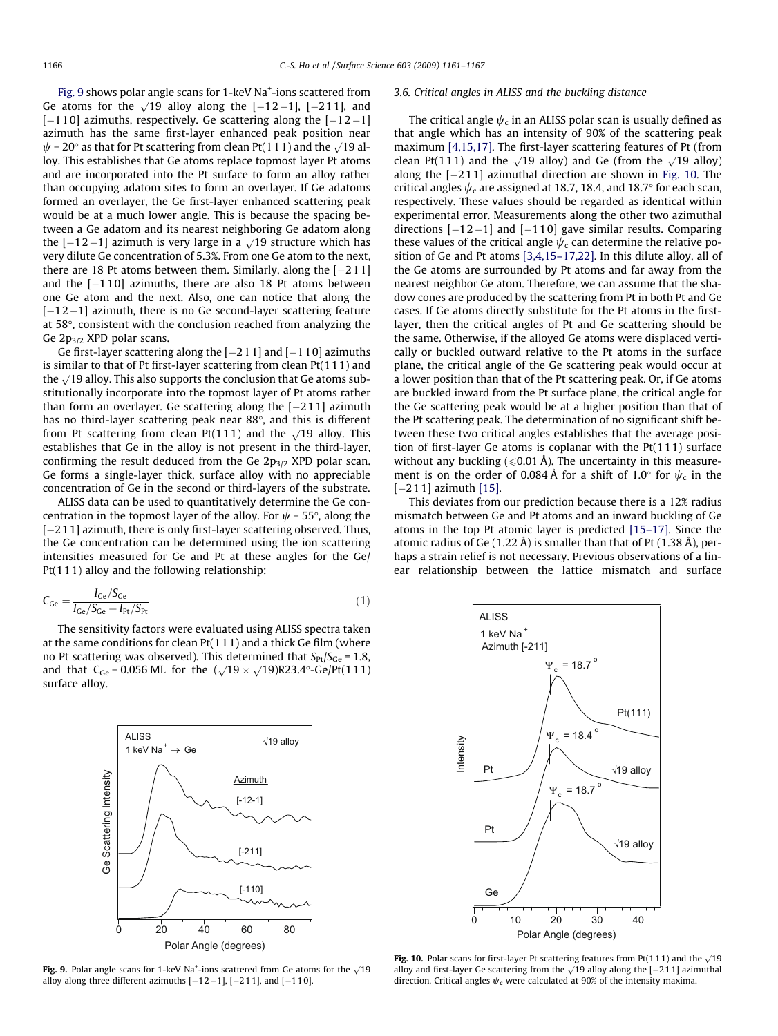Fig. 9 shows polar angle scans for 1-keV $Na^+$-ions scattered from Ge atoms for the $\sqrt{19}$ alloy along the [−12−1], [−211], and [−110] azimuths, respectively. Ge scattering along the [−12−1] azimuth has the same first-layer enhanced peak position near $\psi$ = 20° as that for Pt scattering from clean Pt(111) and the $\sqrt{19}$ alloy. This establishes that Ge atoms replace topmost layer Pt atoms and are incorporated into the Pt surface to form an alloy rather than occupying adatom sites to form an overlayer. If Ge adatoms formed an overlayer, the Ge first-layer enhanced scattering peak would be at a much lower angle. This is because the spacing between a Ge adatom and its nearest neighboring Ge adatom along the [−12−1] azimuth is very large in a $\sqrt{19}$ structure which has very dilute Ge concentration of 5.3%. From one Ge atom to the next, there are 18 Pt atoms between them. Similarly, along the [−211] and the [−110] azimuths, there are also 18 Pt atoms between one Ge atom and the next. Also, one can notice that along the [−12−1] azimuth, there is no Ge second-layer scattering feature at 58°, consistent with the conclusion reached from analyzing the Ge $2p_{3/2}$ XPD polar scans.

Ge first-layer scattering along the [−211] and [−110] azimuths is similar to that of Pt first-layer scattering from clean Pt(111) and the $\sqrt{19}$ alloy. This also supports the conclusion that Ge atoms substitutionally incorporate into the topmost layer of Pt atoms rather than form an overlayer. Ge scattering along the [−211] azimuth has no third-layer scattering peak near 88°, and this is different from Pt scattering from clean Pt(111) and the $\sqrt{19}$ alloy. This establishes that Ge in the alloy is not present in the third-layer, confirming the result deduced from the Ge $2p_{3/2}$ XPD polar scan. Ge forms a single-layer thick, surface alloy with no appreciable concentration of Ge in the second or third-layers of the substrate.

ALISS data can be used to quantitatively determine the Ge concentration in the topmost layer of the alloy. For $\psi$ = 55°, along the [−211] azimuth, there is only first-layer scattering observed. Thus, the Ge concentration can be determined using the ion scattering intensities measured for Ge and Pt at these angles for the Ge/Pt(111) alloy and the following relationship:

$$C_{Ge} = \frac{I_{Ge}/S_{Ge}}{I_{Ge}/S_{Ge} + I_{Pt}/S_{Pt}} \tag{1}$$

The sensitivity factors were evaluated using ALISS spectra taken at the same conditions for clean Pt(111) and a thick Ge film (where no Pt scattering was observed). This determined that $S_{Pt}/S_{Ge}$ = 1.8, and that $C_{Ge}$ = 0.056 ML for the ($\sqrt{19} \times \sqrt{19}$)R23.4°-Ge/Pt(111) surface alloy.

Fig. 9. Polar angle scans for 1-keV $Na^+$-ions scattered from Ge atoms for the $\sqrt{19}$ alloy along three different azimuths [−12−1], [−211], and [−110].

### 3.6. Critical angles in ALISS and the buckling distance

The critical angle $\psi_c$ in an ALISS polar scan is usually defined as that angle which has an intensity of 90% of the scattering peak maximum [4,15,17]. The first-layer scattering features of Pt (from clean Pt(111) and the $\sqrt{19}$ alloy) and Ge (from the $\sqrt{19}$ alloy) along the [−211] azimuthal direction are shown in Fig. 10. The critical angles $\psi_c$ are assigned at 18.7, 18.4, and 18.7° for each scan, respectively. These values should be regarded as identical within experimental error. Measurements along the other two azimuthal directions [−12−1] and [−110] gave similar results. Comparing these values of the critical angle $\psi_c$ can determine the relative position of Ge and Pt atoms [3,4,15–17,22]. In this dilute alloy, all of the Ge atoms are surrounded by Pt atoms and far away from the nearest neighbor Ge atom. Therefore, we can assume that the shadow cones are produced by the scattering from Pt in both Pt and Ge cases. If Ge atoms directly substitute for the Pt atoms in the first-layer, then the critical angles of Pt and Ge scattering should be the same. Otherwise, if the alloyed Ge atoms were displaced vertically or buckled outward relative to the Pt atoms in the surface plane, the critical angle of the Ge scattering peak would occur at a lower position than that of the Pt scattering peak. Or, if Ge atoms are buckled inward from the Pt surface plane, the critical angle for the Ge scattering peak would be at a higher position than that of the Pt scattering peak. The determination of no significant shift between these two critical angles establishes that the average position of first-layer Ge atoms is coplanar with the Pt(111) surface without any buckling (⩽0.01 Å). The uncertainty in this measurement is on the order of 0.084 Å for a shift of 1.0° for $\psi_c$ in the [−211] azimuth [15].

This deviates from our prediction because there is a 12% radius mismatch between Ge and Pt atoms and an inward buckling of Ge atoms in the top Pt atomic layer is predicted [15–17]. Since the atomic radius of Ge (1.22 Å) is smaller than that of Pt (1.38 Å), perhaps a strain relief is not necessary. Previous observations of a linear relationship between the lattice mismatch and surface

Fig. 10. Polar scans for first-layer Pt scattering features from Pt(111) and the $\sqrt{19}$ alloy and first-layer Ge scattering from the $\sqrt{19}$ alloy along the [−211] azimuthal direction. Critical angles $\psi_c$ were calculated at 90% of the intensity maxima.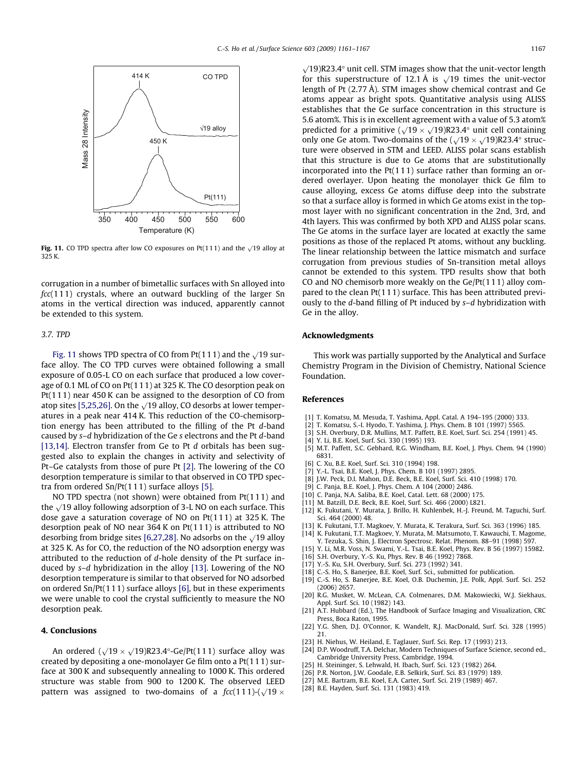CO TPD

414 K

√19 alloy

450 K

Pt(111)

Mass 28 Intensity

Temperature (K)

350 400 450 500 550 600

**Fig. 11.** CO TPD spectra after low CO exposures on Pt(111) and the $\sqrt{19}$ alloy at 325 K.

corrugation in a number of bimetallic surfaces with Sn alloyed into *fcc*(111) crystals, where an outward buckling of the larger Sn atoms in the vertical direction was induced, apparently cannot be extended to this system.

### 3.7. TPD

Fig. 11 shows TPD spectra of CO from Pt(111) and the $\sqrt{19}$ surface alloy. The CO TPD curves were obtained following a small exposure of 0.05-L CO on each surface that produced a low coverage of 0.1 ML of CO on Pt(111) at 325 K. The CO desorption peak on Pt(111) near 450 K can be assigned to the desorption of CO from atop sites [5,25,26]. On the $\sqrt{19}$ alloy, CO desorbs at lower temperatures in a peak near 414 K. This reduction of the CO-chemisorption energy has been attributed to the filling of the Pt *d*-band caused by *s*–*d* hybridization of the Ge *s* electrons and the Pt *d*-band [13,14]. Electron transfer from Ge to Pt *d* orbitals has been suggested also to explain the changes in activity and selectivity of Pt–Ge catalysts from those of pure Pt [2]. The lowering of the CO desorption temperature is similar to that observed in CO TPD spectra from ordered Sn/Pt(111) surface alloys [5].

NO TPD spectra (not shown) were obtained from Pt(111) and the $\sqrt{19}$ alloy following adsorption of 3-L NO on each surface. This dose gave a saturation coverage of NO on Pt(111) at 325 K. The desorption peak of NO near 364 K on Pt(111) is attributed to NO desorbing from bridge sites [6,27,28]. No NO adsorbs on the $\sqrt{19}$ alloy at 325 K. As for CO, the reduction of the NO adsorption energy was attributed to the reduction of *d*-hole density of the Pt surface induced by *s*–*d* hybridization in the alloy [13]. Lowering of the NO desorption temperature is similar to that observed for NO adsorbed on ordered Sn/Pt(111) surface alloys [6], but in these experiments we were unable to cool the crystal sufficiently to measure the NO desorption peak.

## 4. Conclusions

An ordered ($\sqrt{19} \times \sqrt{19}$)R23.4°-Ge/Pt(111) surface alloy was created by depositing a one-monolayer Ge film onto a Pt(111) surface at 300 K and subsequently annealing to 1000 K. This ordered structure was stable from 900 to 1200 K. The observed LEED pattern was assigned to two-domains of a *fcc*(111)-($\sqrt{19} \times \sqrt{19}$)R23.4° unit cell. STM images show that the unit-vector length for this superstructure of 12.1 Å is $\sqrt{19}$ times the unit-vector length of Pt (2.77 Å). STM images show chemical contrast and Ge atoms appear as bright spots. Quantitative analysis using ALISS establishes that the Ge surface concentration in this structure is 5.6 atom%. This is in excellent agreement with a value of 5.3 atom% predicted for a primitive ($\sqrt{19} \times \sqrt{19}$)R23.4° unit cell containing only one Ge atom. Two-domains of the ($\sqrt{19} \times \sqrt{19}$)R23.4° structure were observed in STM and LEED. ALISS polar scans establish that this structure is due to Ge atoms that are substitutionally incorporated into the Pt(111) surface rather than forming an ordered overlayer. Upon heating the monolayer thick Ge film to cause alloying, excess Ge atoms diffuse deep into the substrate so that a surface alloy is formed in which Ge atoms exist in the topmost layer with no significant concentration in the 2nd, 3rd, and 4th layers. This was confirmed by both XPD and ALISS polar scans. The Ge atoms in the surface layer are located at exactly the same positions as those of the replaced Pt atoms, without any buckling. The linear relationship between the lattice mismatch and surface corrugation from previous studies of Sn-transition metal alloys cannot be extended to this system. TPD results show that both CO and NO chemisorb more weakly on the Ge/Pt(111) alloy compared to the clean Pt(111) surface. This has been attributed previously to the *d*-band filling of Pt induced by *s*–*d* hybridization with Ge in the alloy.

## Acknowledgments

This work was partially supported by the Analytical and Surface Chemistry Program in the Division of Chemistry, National Science Foundation.

## References

[1] T. Komatsu, M. Mesuda, T. Yashima, Appl. Catal. A 194–195 (2000) 333.
[2] T. Komatsu, S.-I. Hyodo, T. Yashima, J. Phys. Chem. B 101 (1997) 5565.
[3] S.H. Overbury, D.R. Mullins, M.T. Paffett, B.E. Koel, Surf. Sci. 254 (1991) 45.
[4] Y. Li, B.E. Koel, Surf. Sci. 330 (1995) 193.
[5] M.T. Paffett, S.C. Gebhard, R.G. Windham, B.E. Koel, J. Phys. Chem. 94 (1990) 6831.
[6] C. Xu, B.E. Koel, Surf. Sci. 310 (1994) 198.
[7] Y.-L. Tsai, B.E. Koel, J. Phys. Chem. B 101 (1997) 2895.
[8] J.W. Peck, D.I. Mahon, D.E. Beck, B.E. Koel, Surf. Sci. 410 (1998) 170.
[9] C. Panja, B.E. Koel, J. Phys. Chem. A 104 (2000) 2486.
[10] C. Panja, N.A. Saliba, B.E. Koel, Catal. Lett. 68 (2000) 175.
[11] M. Batzill, D.E. Beck, B.E. Koel, Surf. Sci. 466 (2000) L821.
[12] K. Fukutani, Y. Murata, J. Brillo, H. Kuhlenbek, H.-J. Freund, M. Taguchi, Surf. Sci. 464 (2000) 48.
[13] K. Fukutani, T.T. Magkoev, Y. Murata, K. Terakura, Surf. Sci. 363 (1996) 185.
[14] K. Fukutani, T.T. Magkoev, Y. Murata, M. Matsumoto, T. Kawauchi, T. Magome, Y. Tezuka, S. Shin, J. Electron Spectrosc. Relat. Phenom. 88–91 (1998) 597.
[15] Y. Li, M.R. Voss, N. Swami, Y.-L. Tsai, B.E. Koel, Phys. Rev. B 56 (1997) 15982.
[16] S.H. Overbury, Y.-S. Ku, Phys. Rev. B 46 (1992) 7868.
[17] Y.-S. Ku, S.H. Overbury, Surf. Sci. 273 (1992) 341.
[18] C.-S. Ho, S. Banerjee, B.E. Koel, Surf. Sci., submitted for publication.
[19] C.-S. Ho, S. Banerjee, B.E. Koel, O.B. Duchemin, J.E. Polk, Appl. Surf. Sci. 252 (2006) 2657.
[20] R.G. Musket, W. McLean, C.A. Colmenares, D.M. Makowiecki, W.J. Siekhaus, Appl. Surf. Sci. 10 (1982) 143.
[21] A.T. Hubbard (Ed.), The Handbook of Surface Imaging and Visualization, CRC Press, Boca Raton, 1995.
[22] Y.G. Shen, D.J. O'Connor, K. Wandelt, R.J. MacDonald, Surf. Sci. 328 (1995) 21.
[23] H. Niehus, W. Heiland, E. Taglauer, Surf. Sci. Rep. 17 (1993) 213.
[24] D.P. Woodruff, T.A. Delchar, Modern Techniques of Surface Science, second ed., Cambridge University Press, Cambridge, 1994.
[25] H. Steininger, S. Lehwald, H. Ibach, Surf. Sci. 123 (1982) 264.
[26] P.R. Norton, J.W. Goodale, E.B. Selkirk, Surf. Sci. 83 (1979) 189.
[27] M.E. Bartram, B.E. Koel, E.A. Carter, Surf. Sci. 219 (1989) 467.
[28] B.E. Hayden, Surf. Sci. 131 (1983) 419.